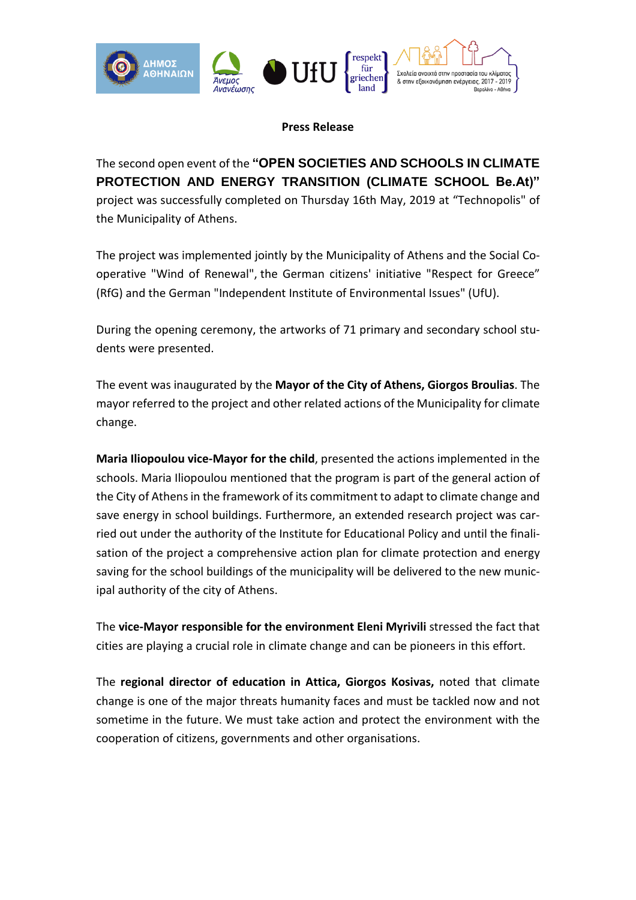**Press Release**

The second open event of the **"OPEN SOCIETIES AND SCHOOLS IN CLIMATE PROTECTION AND ENERGY TRANSITION (CLIMATE SCHOOL Be.At)"** project was successfully completed on Thursday 16th May, 2019 at "Technopolis" of the Municipality of Athens.

The project was implemented jointly by the Municipality of Athens and the Social Co-operative "Wind of Renewal", the German citizens' initiative "Respect for Greece" (RfG) and the German "Independent Institute of Environmental Issues" (UfU).

During the opening ceremony, the artworks of 71 primary and secondary school students were presented.

The event was inaugurated by the **Mayor of the City of Athens, Giorgos Broulias**. The mayor referred to the project and other related actions of the Municipality for climate change.

**Maria Iliopoulou vice-Mayor for the child**, presented the actions implemented in the schools. Maria Iliopoulou mentioned that the program is part of the general action of the City of Athens in the framework of its commitment to adapt to climate change and save energy in school buildings. Furthermore, an extended research project was carried out under the authority of the Institute for Educational Policy and until the finalisation of the project a comprehensive action plan for climate protection and energy saving for the school buildings of the municipality will be delivered to the new municipal authority of the city of Athens.

The **vice-Mayor responsible for the environment Eleni Myrivili** stressed the fact that cities are playing a crucial role in climate change and can be pioneers in this effort.

The **regional director of education in Attica, Giorgos Kosivas,** noted that climate change is one of the major threats humanity faces and must be tackled now and not sometime in the future. We must take action and protect the environment with the cooperation of citizens, governments and other organisations.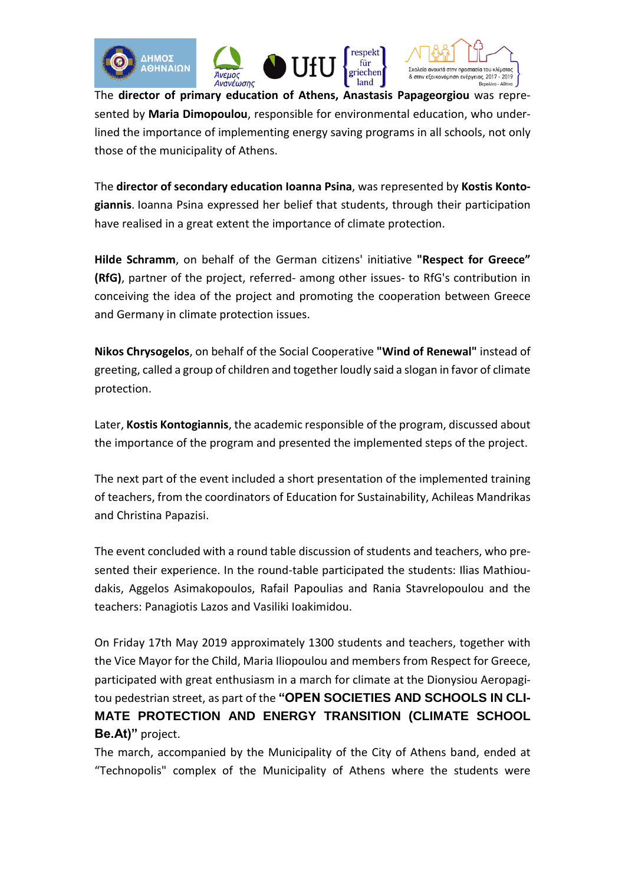The **director of primary education of Athens, Anastasis Papageorgiou** was represented by **Maria Dimopoulou**, responsible for environmental education, who underlined the importance of implementing energy saving programs in all schools, not only those of the municipality of Athens.

The **director of secondary education Ioanna Psina**, was represented by **Kostis Kontogiannis**. Ioanna Psina expressed her belief that students, through their participation have realised in a great extent the importance of climate protection.

**Hilde Schramm**, on behalf of the German citizens' initiative **"Respect for Greece" (RfG)**, partner of the project, referred- among other issues- to RfG's contribution in conceiving the idea of the project and promoting the cooperation between Greece and Germany in climate protection issues.

**Nikos Chrysogelos**, on behalf of the Social Cooperative **"Wind of Renewal"** instead of greeting, called a group of children and together loudly said a slogan in favor of climate protection.

Later, **Kostis Kontogiannis**, the academic responsible of the program, discussed about the importance of the program and presented the implemented steps of the project.

The next part of the event included a short presentation of the implemented training of teachers, from the coordinators of Education for Sustainability, Achileas Mandrikas and Christina Papazisi.

The event concluded with a round table discussion of students and teachers, who presented their experience. In the round-table participated the students: Ilias Mathioudakis, Aggelos Asimakopoulos, Rafail Papoulias and Rania Stavrelopoulou and the teachers: Panagiotis Lazos and Vasiliki Ioakimidou.

On Friday 17th May 2019 approximately 1300 students and teachers, together with the Vice Mayor for the Child, Maria Iliopoulou and members from Respect for Greece, participated with great enthusiasm in a march for climate at the Dionysiou Aeropagitou pedestrian street, as part of the **"OPEN SOCIETIES AND SCHOOLS IN CLIMATE PROTECTION AND ENERGY TRANSITION (CLIMATE SCHOOL Be.At)"** project.

The march, accompanied by the Municipality of the City of Athens band, ended at "Technopolis" complex of the Municipality of Athens where the students were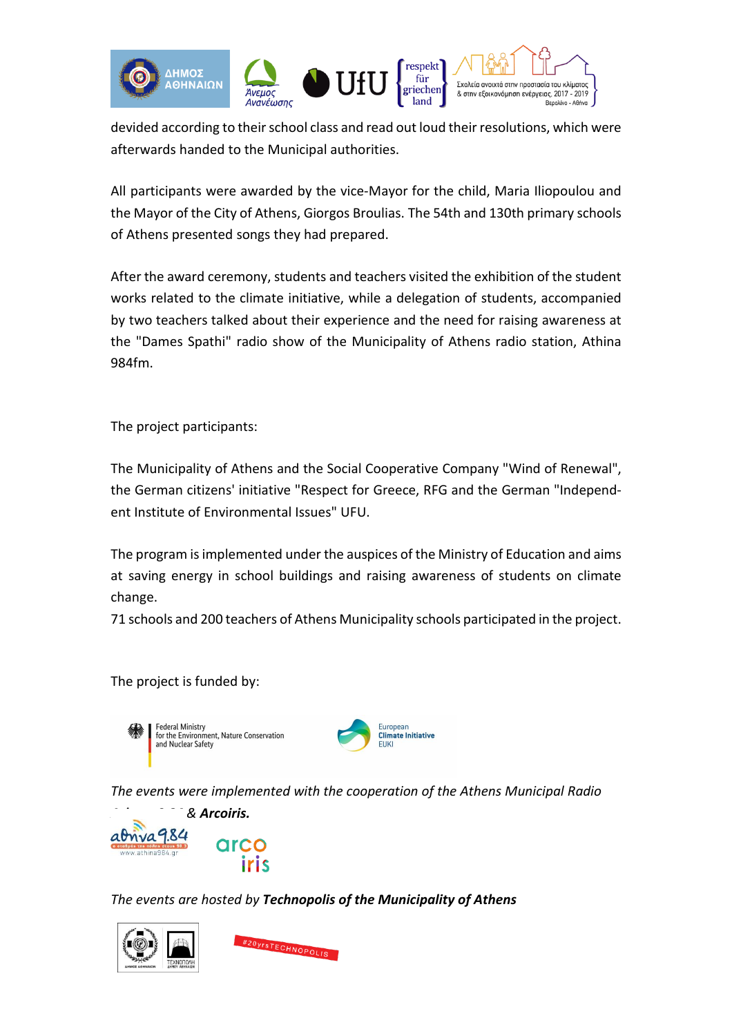devided according to their school class and read out loud their resolutions, which were afterwards handed to the Municipal authorities.

All participants were awarded by the vice-Mayor for the child, Maria Iliopoulou and the Mayor of the City of Athens, Giorgos Broulias. The 54th and 130th primary schools of Athens presented songs they had prepared.

After the award ceremony, students and teachers visited the exhibition of the student works related to the climate initiative, while a delegation of students, accompanied by two teachers talked about their experience and the need for raising awareness at the "Dames Spathi" radio show of the Municipality of Athens radio station, Athina 984fm.

The project participants:

The Municipality of Athens and the Social Cooperative Company "Wind of Renewal", the German citizens' initiative "Respect for Greece, RFG and the German "Independent Institute of Environmental Issues" UFU.

The program is implemented under the auspices of the Ministry of Education and aims at saving energy in school buildings and raising awareness of students on climate change.
71 schools and 200 teachers of Athens Municipality schools participated in the project.

The project is funded by:

Federal Ministry for the Environment, Nature Conservation and Nuclear Safety

European Climate Initiative EUKI

*The events were implemented with the cooperation of the Athens Municipal Radio Athina 984 & **Arcoiris.***

*The events are hosted by **Technopolis of the Municipality of Athens***

#20yrsTECHNOPOLIS